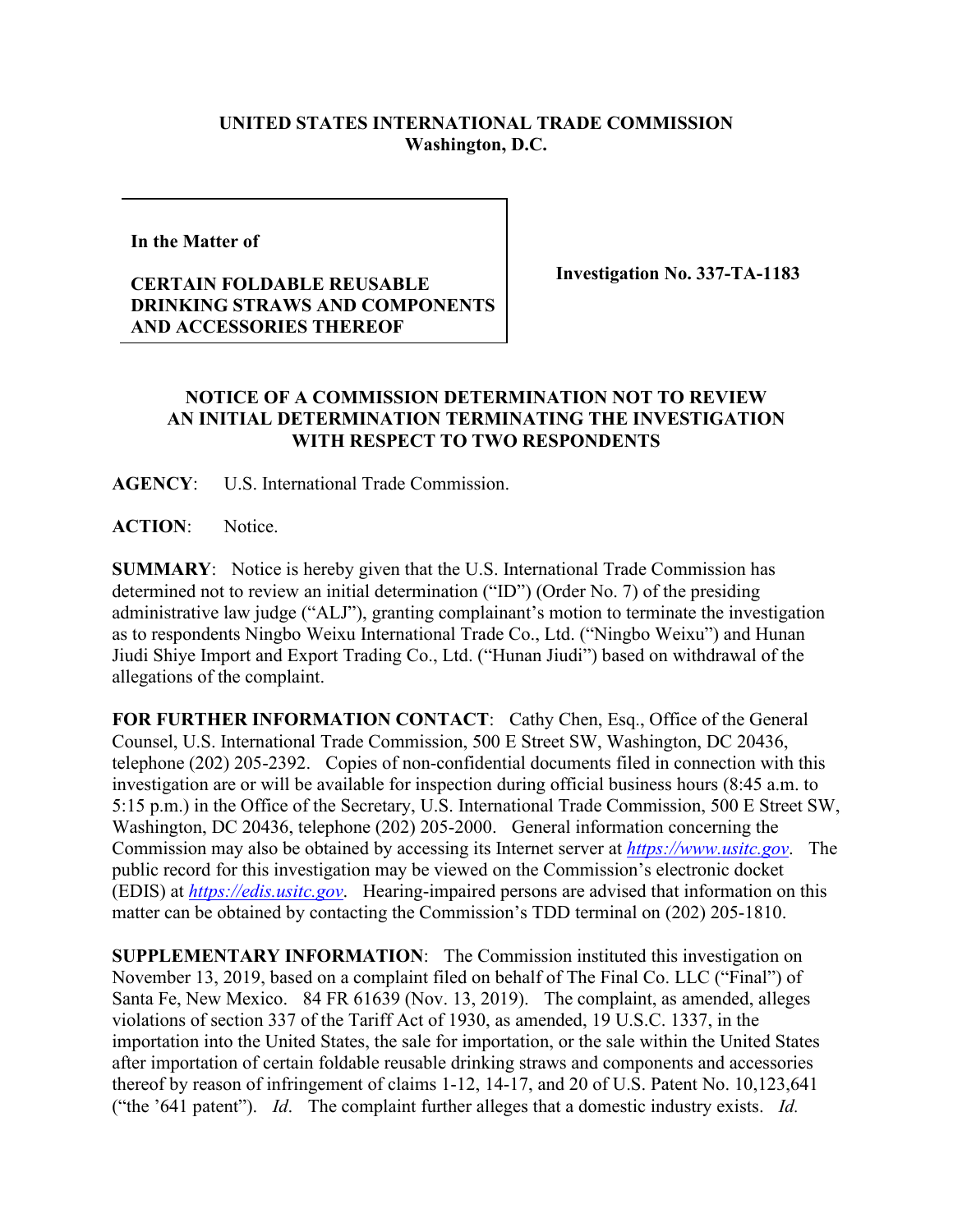**UNITED STATES INTERNATIONAL TRADE COMMISSION**
**Washington, D.C.**

| | |
|---|---|
| **In the Matter of**<br><br>**CERTAIN FOLDABLE REUSABLE DRINKING STRAWS AND COMPONENTS AND ACCESSORIES THEREOF** | **Investigation No. 337-TA-1183** |

**NOTICE OF A COMMISSION DETERMINATION NOT TO REVIEW AN INITIAL DETERMINATION TERMINATING THE INVESTIGATION WITH RESPECT TO TWO RESPONDENTS**

**AGENCY**: U.S. International Trade Commission.

**ACTION**: Notice.

**SUMMARY**: Notice is hereby given that the U.S. International Trade Commission has determined not to review an initial determination ("ID") (Order No. 7) of the presiding administrative law judge ("ALJ"), granting complainant's motion to terminate the investigation as to respondents Ningbo Weixu International Trade Co., Ltd. ("Ningbo Weixu") and Hunan Jiudi Shiye Import and Export Trading Co., Ltd. ("Hunan Jiudi") based on withdrawal of the allegations of the complaint.

**FOR FURTHER INFORMATION CONTACT**: Cathy Chen, Esq., Office of the General Counsel, U.S. International Trade Commission, 500 E Street SW, Washington, DC 20436, telephone (202) 205-2392. Copies of non-confidential documents filed in connection with this investigation are or will be available for inspection during official business hours (8:45 a.m. to 5:15 p.m.) in the Office of the Secretary, U.S. International Trade Commission, 500 E Street SW, Washington, DC 20436, telephone (202) 205-2000. General information concerning the Commission may also be obtained by accessing its Internet server at *https://www.usitc.gov*. The public record for this investigation may be viewed on the Commission's electronic docket (EDIS) at *https://edis.usitc.gov*. Hearing-impaired persons are advised that information on this matter can be obtained by contacting the Commission's TDD terminal on (202) 205-1810.

**SUPPLEMENTARY INFORMATION**: The Commission instituted this investigation on November 13, 2019, based on a complaint filed on behalf of The Final Co. LLC ("Final") of Santa Fe, New Mexico. 84 FR 61639 (Nov. 13, 2019). The complaint, as amended, alleges violations of section 337 of the Tariff Act of 1930, as amended, 19 U.S.C. 1337, in the importation into the United States, the sale for importation, or the sale within the United States after importation of certain foldable reusable drinking straws and components and accessories thereof by reason of infringement of claims 1-12, 14-17, and 20 of U.S. Patent No. 10,123,641 ("the '641 patent"). *Id*. The complaint further alleges that a domestic industry exists. *Id.*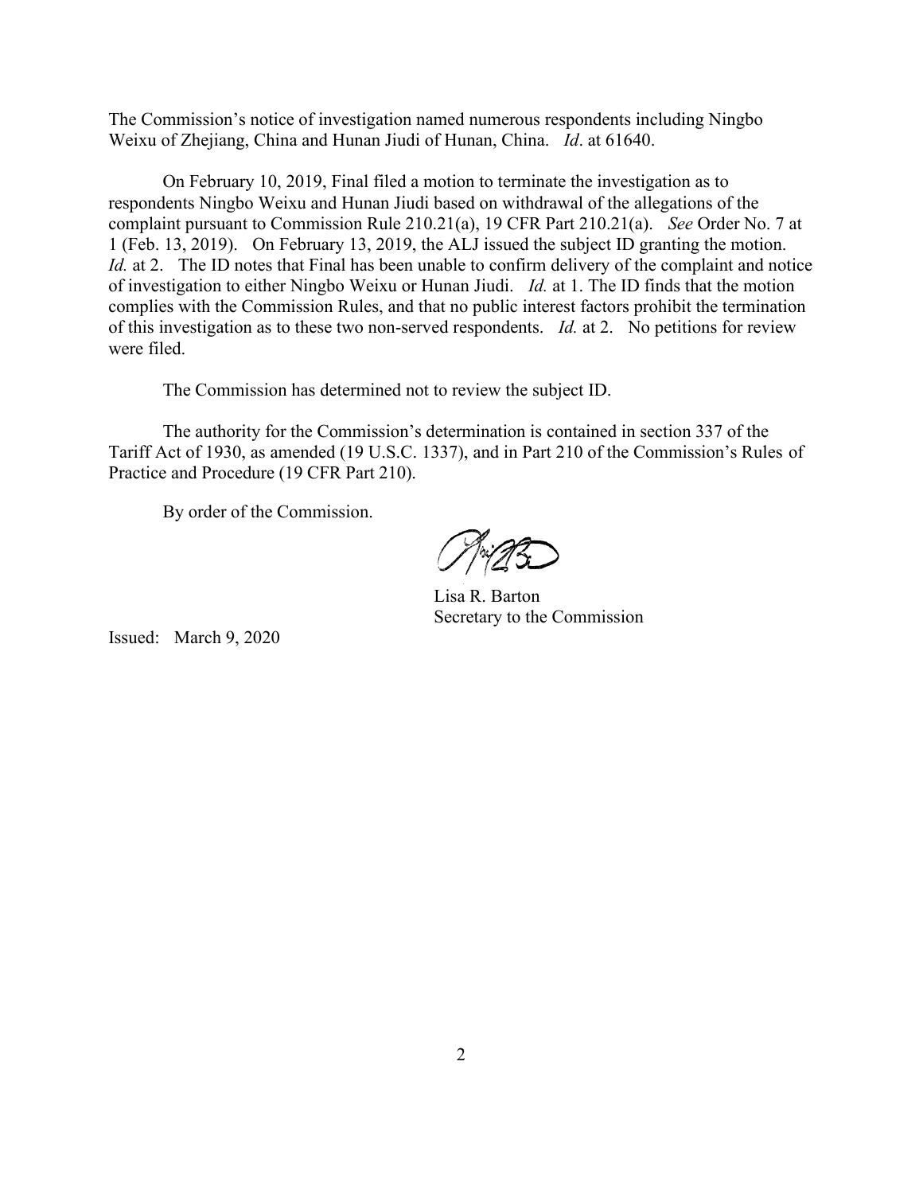The Commission's notice of investigation named numerous respondents including Ningbo Weixu of Zhejiang, China and Hunan Jiudi of Hunan, China. *Id*. at 61640.

On February 10, 2019, Final filed a motion to terminate the investigation as to respondents Ningbo Weixu and Hunan Jiudi based on withdrawal of the allegations of the complaint pursuant to Commission Rule 210.21(a), 19 CFR Part 210.21(a). *See* Order No. 7 at 1 (Feb. 13, 2019). On February 13, 2019, the ALJ issued the subject ID granting the motion. *Id.* at 2. The ID notes that Final has been unable to confirm delivery of the complaint and notice of investigation to either Ningbo Weixu or Hunan Jiudi. *Id.* at 1. The ID finds that the motion complies with the Commission Rules, and that no public interest factors prohibit the termination of this investigation as to these two non-served respondents. *Id.* at 2. No petitions for review were filed.

The Commission has determined not to review the subject ID.

The authority for the Commission's determination is contained in section 337 of the Tariff Act of 1930, as amended (19 U.S.C. 1337), and in Part 210 of the Commission's Rules of Practice and Procedure (19 CFR Part 210).

By order of the Commission.

Lisa R. Barton
Secretary to the Commission

Issued: March 9, 2020